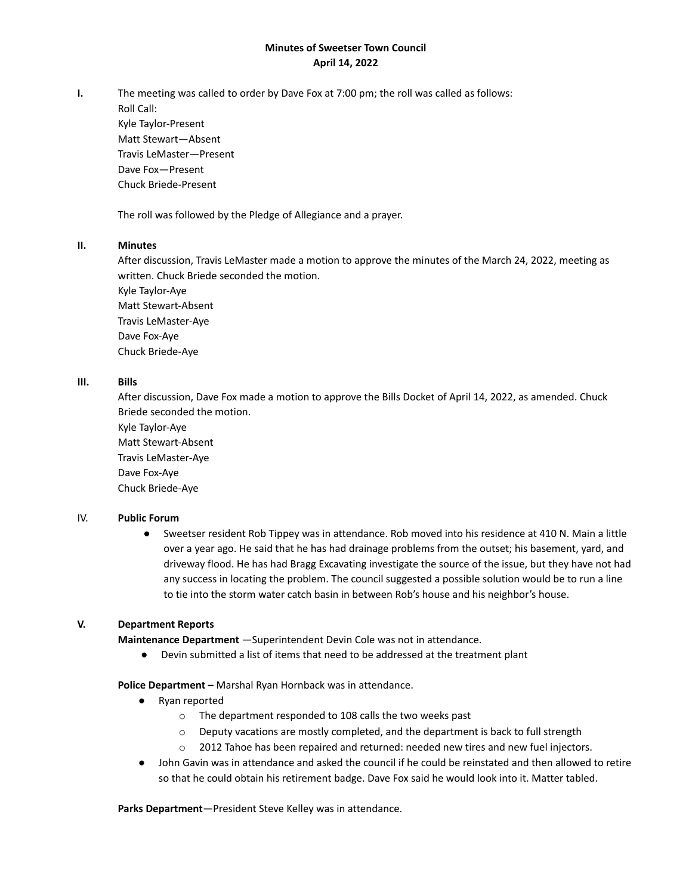**Minutes of Sweetser Town Council**
**April 14, 2022**

**I.** The meeting was called to order by Dave Fox at 7:00 pm; the roll was called as follows:
Roll Call:
Kyle Taylor-Present
Matt Stewart—Absent
Travis LeMaster—Present
Dave Fox—Present
Chuck Briede-Present

The roll was followed by the Pledge of Allegiance and a prayer.

**II. Minutes**

After discussion, Travis LeMaster made a motion to approve the minutes of the March 24, 2022, meeting as written. Chuck Briede seconded the motion.
Kyle Taylor-Aye
Matt Stewart-Absent
Travis LeMaster-Aye
Dave Fox-Aye
Chuck Briede-Aye

**III. Bills**

After discussion, Dave Fox made a motion to approve the Bills Docket of April 14, 2022, as amended. Chuck Briede seconded the motion.
Kyle Taylor-Aye
Matt Stewart-Absent
Travis LeMaster-Aye
Dave Fox-Aye
Chuck Briede-Aye

IV. **Public Forum**

- Sweetser resident Rob Tippey was in attendance. Rob moved into his residence at 410 N. Main a little over a year ago. He said that he has had drainage problems from the outset; his basement, yard, and driveway flood. He has had Bragg Excavating investigate the source of the issue, but they have not had any success in locating the problem. The council suggested a possible solution would be to run a line to tie into the storm water catch basin in between Rob's house and his neighbor's house.

**V. Department Reports**

**Maintenance Department** —Superintendent Devin Cole was not in attendance.

- Devin submitted a list of items that need to be addressed at the treatment plant

**Police Department –** Marshal Ryan Hornback was in attendance.

- Ryan reported
  - The department responded to 108 calls the two weeks past
  - Deputy vacations are mostly completed, and the department is back to full strength
  - 2012 Tahoe has been repaired and returned: needed new tires and new fuel injectors.
- John Gavin was in attendance and asked the council if he could be reinstated and then allowed to retire so that he could obtain his retirement badge. Dave Fox said he would look into it. Matter tabled.

**Parks Department**—President Steve Kelley was in attendance.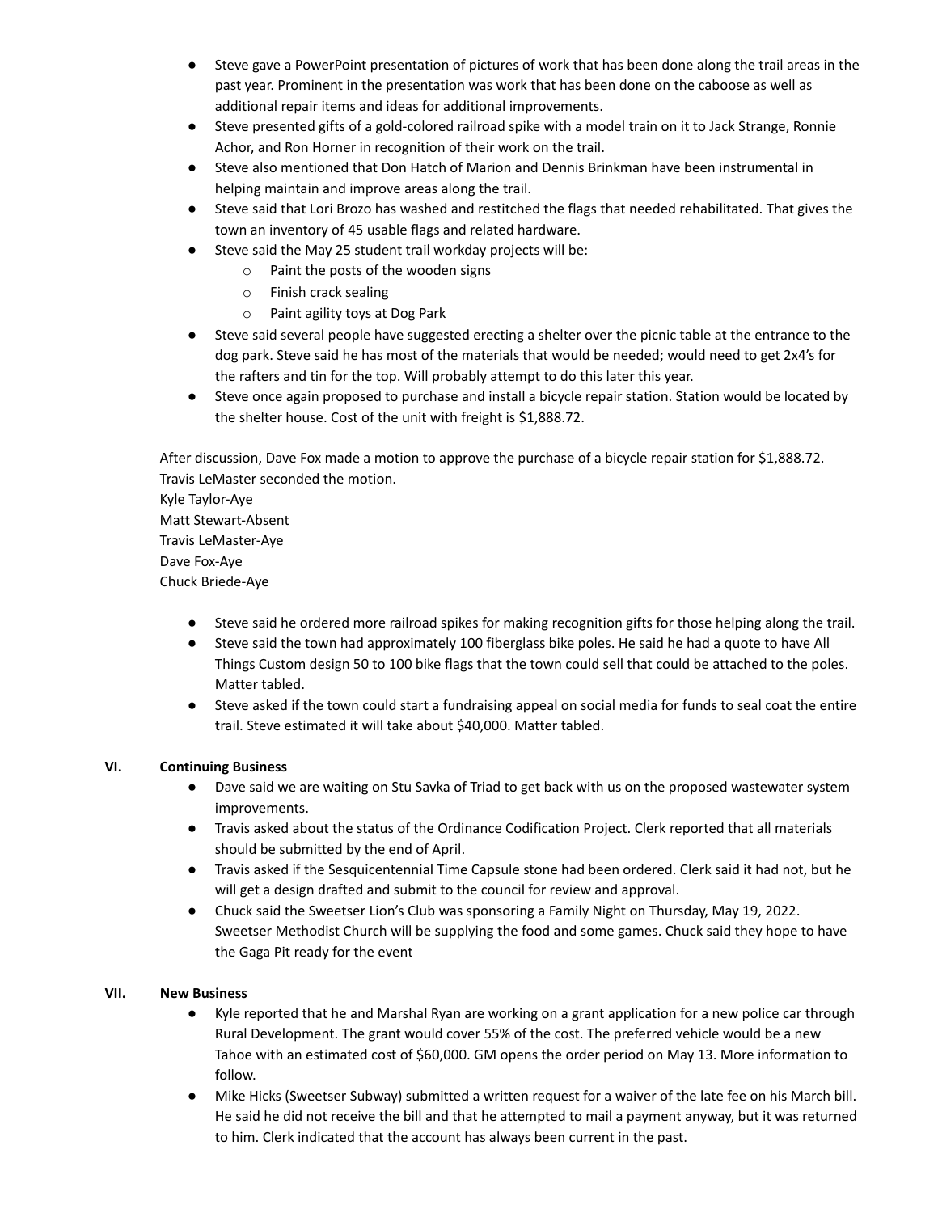- Steve gave a PowerPoint presentation of pictures of work that has been done along the trail areas in the past year. Prominent in the presentation was work that has been done on the caboose as well as additional repair items and ideas for additional improvements.
- Steve presented gifts of a gold-colored railroad spike with a model train on it to Jack Strange, Ronnie Achor, and Ron Horner in recognition of their work on the trail.
- Steve also mentioned that Don Hatch of Marion and Dennis Brinkman have been instrumental in helping maintain and improve areas along the trail.
- Steve said that Lori Brozo has washed and restitched the flags that needed rehabilitated. That gives the town an inventory of 45 usable flags and related hardware.
- Steve said the May 25 student trail workday projects will be:
  - Paint the posts of the wooden signs
  - Finish crack sealing
  - Paint agility toys at Dog Park
- Steve said several people have suggested erecting a shelter over the picnic table at the entrance to the dog park. Steve said he has most of the materials that would be needed; would need to get 2x4's for the rafters and tin for the top. Will probably attempt to do this later this year.
- Steve once again proposed to purchase and install a bicycle repair station. Station would be located by the shelter house. Cost of the unit with freight is $1,888.72.

After discussion, Dave Fox made a motion to approve the purchase of a bicycle repair station for $1,888.72. Travis LeMaster seconded the motion.
Kyle Taylor-Aye
Matt Stewart-Absent
Travis LeMaster-Aye
Dave Fox-Aye
Chuck Briede-Aye

- Steve said he ordered more railroad spikes for making recognition gifts for those helping along the trail.
- Steve said the town had approximately 100 fiberglass bike poles. He said he had a quote to have All Things Custom design 50 to 100 bike flags that the town could sell that could be attached to the poles. Matter tabled.
- Steve asked if the town could start a fundraising appeal on social media for funds to seal coat the entire trail. Steve estimated it will take about $40,000. Matter tabled.

## VI. Continuing Business

- Dave said we are waiting on Stu Savka of Triad to get back with us on the proposed wastewater system improvements.
- Travis asked about the status of the Ordinance Codification Project. Clerk reported that all materials should be submitted by the end of April.
- Travis asked if the Sesquicentennial Time Capsule stone had been ordered. Clerk said it had not, but he will get a design drafted and submit to the council for review and approval.
- Chuck said the Sweetser Lion's Club was sponsoring a Family Night on Thursday, May 19, 2022. Sweetser Methodist Church will be supplying the food and some games. Chuck said they hope to have the Gaga Pit ready for the event

## VII. New Business

- Kyle reported that he and Marshal Ryan are working on a grant application for a new police car through Rural Development. The grant would cover 55% of the cost. The preferred vehicle would be a new Tahoe with an estimated cost of $60,000. GM opens the order period on May 13. More information to follow.
- Mike Hicks (Sweetser Subway) submitted a written request for a waiver of the late fee on his March bill. He said he did not receive the bill and that he attempted to mail a payment anyway, but it was returned to him. Clerk indicated that the account has always been current in the past.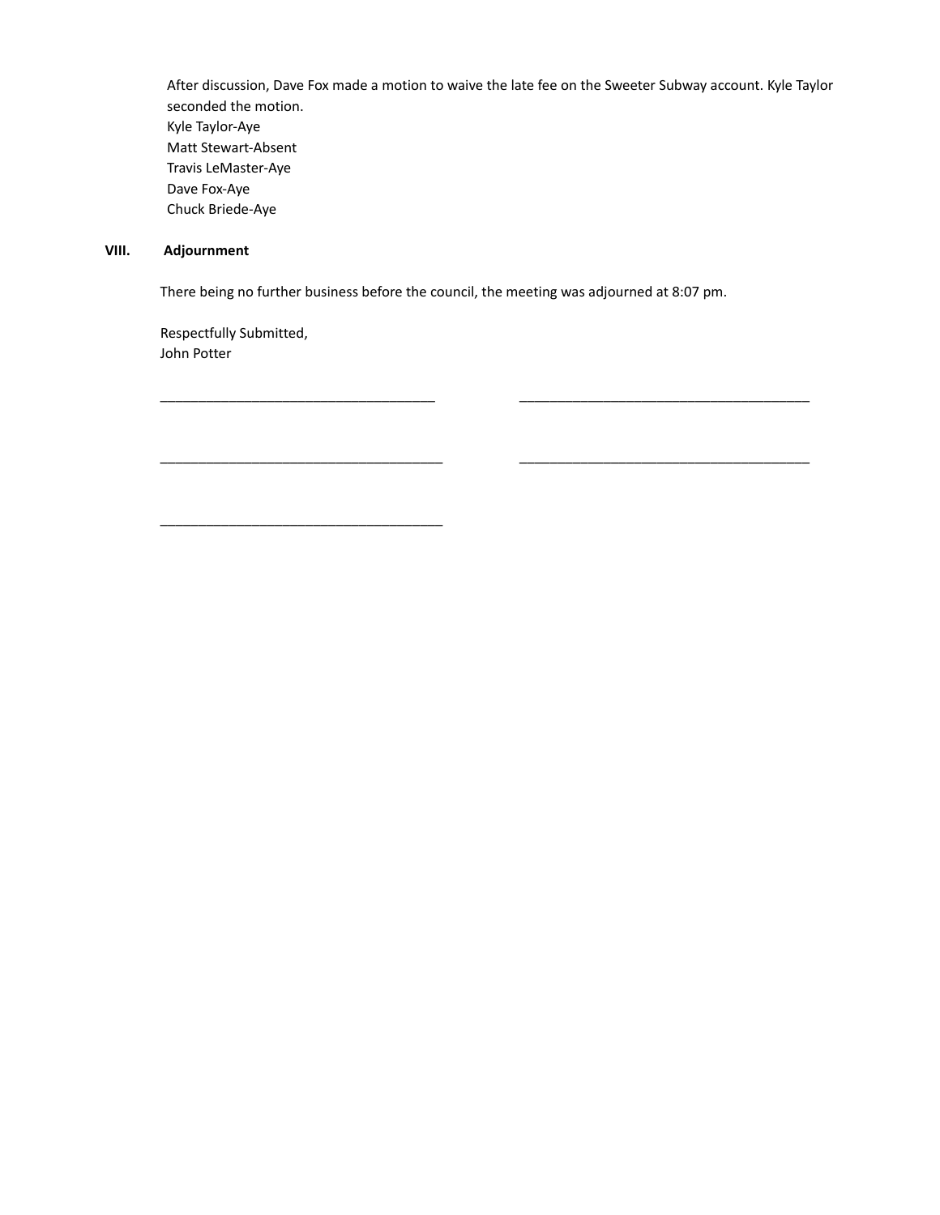After discussion, Dave Fox made a motion to waive the late fee on the Sweeter Subway account. Kyle Taylor seconded the motion.
Kyle Taylor-Aye
Matt Stewart-Absent
Travis LeMaster-Aye
Dave Fox-Aye
Chuck Briede-Aye

**VIII. Adjournment**

There being no further business before the council, the meeting was adjourned at 8:07 pm.

Respectfully Submitted,
John Potter

\_\_\_\_\_\_\_\_\_\_\_\_\_\_\_\_\_\_\_\_\_\_\_\_\_\_\_\_\_\_\_\_\_\_\_\_\_ \_\_\_\_\_\_\_\_\_\_\_\_\_\_\_\_\_\_\_\_\_\_\_\_\_\_\_\_\_\_\_\_\_\_\_\_\_

\_\_\_\_\_\_\_\_\_\_\_\_\_\_\_\_\_\_\_\_\_\_\_\_\_\_\_\_\_\_\_\_\_\_\_\_\_ \_\_\_\_\_\_\_\_\_\_\_\_\_\_\_\_\_\_\_\_\_\_\_\_\_\_\_\_\_\_\_\_\_\_\_\_\_

\_\_\_\_\_\_\_\_\_\_\_\_\_\_\_\_\_\_\_\_\_\_\_\_\_\_\_\_\_\_\_\_\_\_\_\_\_